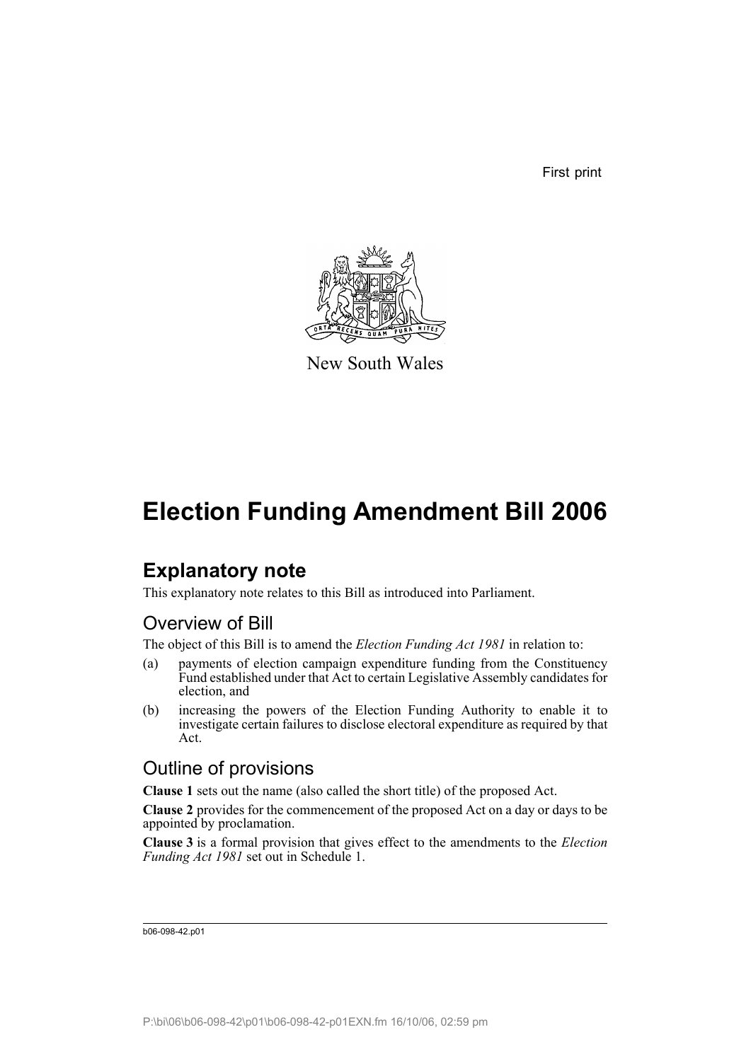First print

New South Wales

# Election Funding Amendment Bill 2006

## Explanatory note

This explanatory note relates to this Bill as introduced into Parliament.

### Overview of Bill

The object of this Bill is to amend the *Election Funding Act 1981* in relation to:

(a) payments of election campaign expenditure funding from the Constituency Fund established under that Act to certain Legislative Assembly candidates for election, and

(b) increasing the powers of the Election Funding Authority to enable it to investigate certain failures to disclose electoral expenditure as required by that Act.

### Outline of provisions

**Clause 1** sets out the name (also called the short title) of the proposed Act.

**Clause 2** provides for the commencement of the proposed Act on a day or days to be appointed by proclamation.

**Clause 3** is a formal provision that gives effect to the amendments to the *Election Funding Act 1981* set out in Schedule 1.

b06-098-42.p01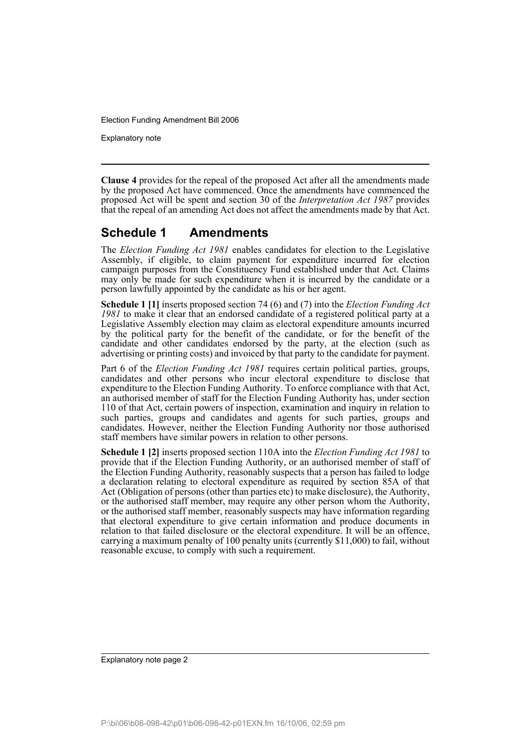**Clause 4** provides for the repeal of the proposed Act after all the amendments made by the proposed Act have commenced. Once the amendments have commenced the proposed Act will be spent and section 30 of the *Interpretation Act 1987* provides that the repeal of an amending Act does not affect the amendments made by that Act.

## Schedule 1 Amendments

The *Election Funding Act 1981* enables candidates for election to the Legislative Assembly, if eligible, to claim payment for expenditure incurred for election campaign purposes from the Constituency Fund established under that Act. Claims may only be made for such expenditure when it is incurred by the candidate or a person lawfully appointed by the candidate as his or her agent.

**Schedule 1 [1]** inserts proposed section 74 (6) and (7) into the *Election Funding Act 1981* to make it clear that an endorsed candidate of a registered political party at a Legislative Assembly election may claim as electoral expenditure amounts incurred by the political party for the benefit of the candidate, or for the benefit of the candidate and other candidates endorsed by the party, at the election (such as advertising or printing costs) and invoiced by that party to the candidate for payment.

Part 6 of the *Election Funding Act 1981* requires certain political parties, groups, candidates and other persons who incur electoral expenditure to disclose that expenditure to the Election Funding Authority. To enforce compliance with that Act, an authorised member of staff for the Election Funding Authority has, under section 110 of that Act, certain powers of inspection, examination and inquiry in relation to such parties, groups and candidates and agents for such parties, groups and candidates. However, neither the Election Funding Authority nor those authorised staff members have similar powers in relation to other persons.

**Schedule 1 [2]** inserts proposed section 110A into the *Election Funding Act 1981* to provide that if the Election Funding Authority, or an authorised member of staff of the Election Funding Authority, reasonably suspects that a person has failed to lodge a declaration relating to electoral expenditure as required by section 85A of that Act (Obligation of persons (other than parties etc) to make disclosure), the Authority, or the authorised staff member, may require any other person whom the Authority, or the authorised staff member, reasonably suspects may have information regarding that electoral expenditure to give certain information and produce documents in relation to that failed disclosure or the electoral expenditure. It will be an offence, carrying a maximum penalty of 100 penalty units (currently $11,000) to fail, without reasonable excuse, to comply with such a requirement.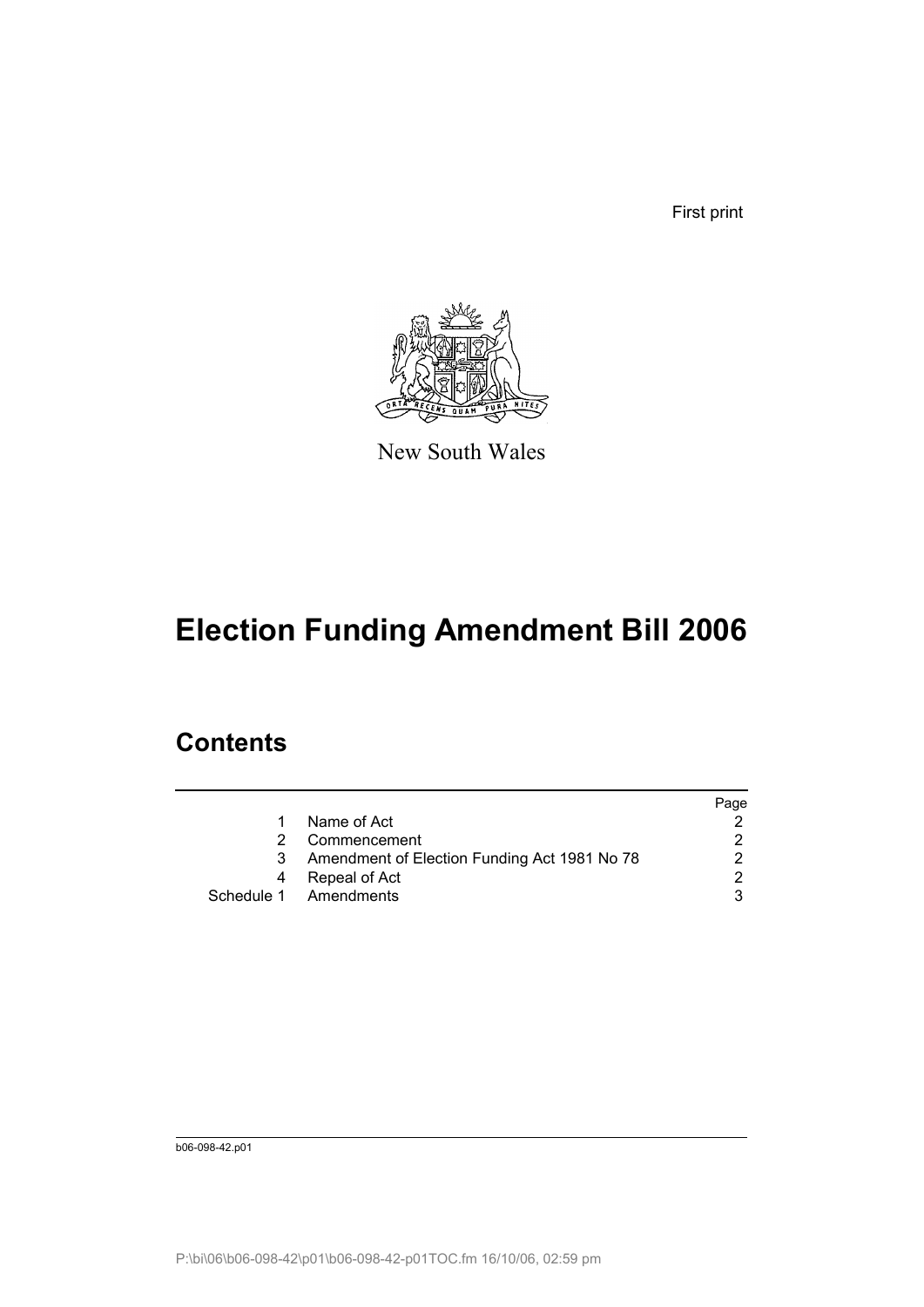First print

New South Wales

# Election Funding Amendment Bill 2006

## Contents

| | | Page |
|---|---|---|
| 1 | Name of Act | 2 |
| 2 | Commencement | 2 |
| 3 | Amendment of Election Funding Act 1981 No 78 | 2 |
| 4 | Repeal of Act | 2 |
| Schedule 1 | Amendments | 3 |

b06-098-42.p01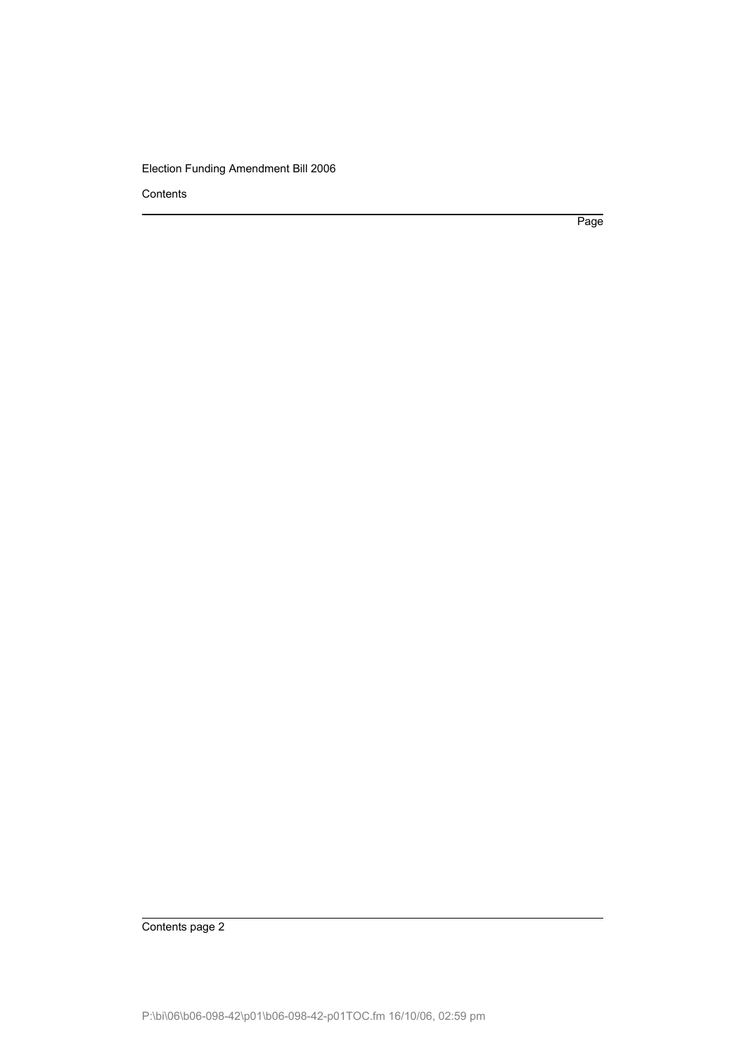Contents

Page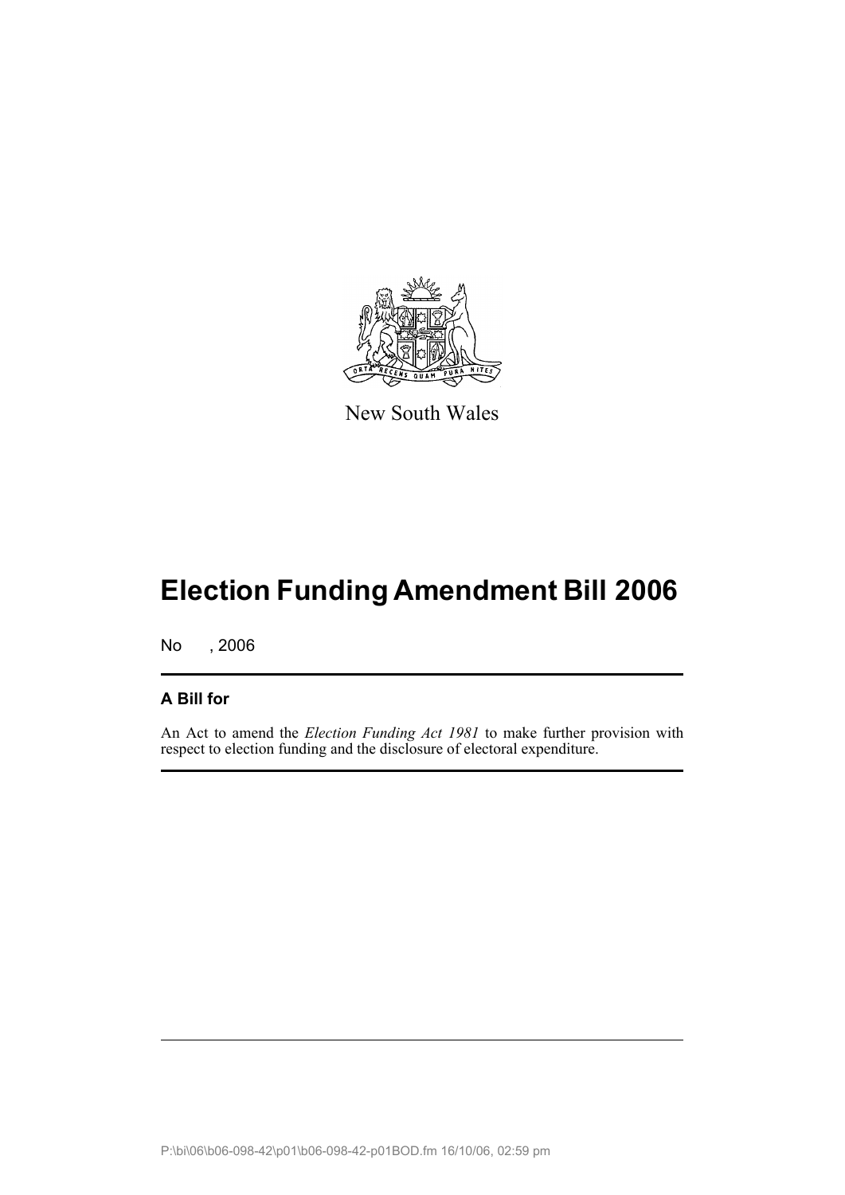New South Wales

# Election Funding Amendment Bill 2006

No , 2006

## A Bill for

An Act to amend the *Election Funding Act 1981* to make further provision with respect to election funding and the disclosure of electoral expenditure.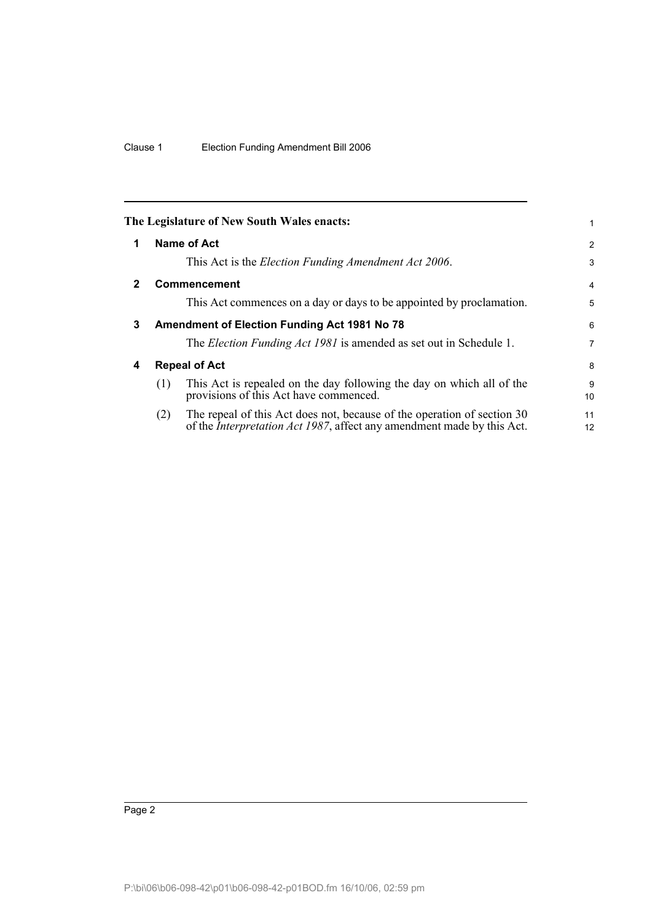**The Legislature of New South Wales enacts:**

## 1 Name of Act

This Act is the *Election Funding Amendment Act 2006*.

## 2 Commencement

This Act commences on a day or days to be appointed by proclamation.

## 3 Amendment of Election Funding Act 1981 No 78

The *Election Funding Act 1981* is amended as set out in Schedule 1.

## 4 Repeal of Act

(1) This Act is repealed on the day following the day on which all of the provisions of this Act have commenced.

(2) The repeal of this Act does not, because of the operation of section 30 of the *Interpretation Act 1987*, affect any amendment made by this Act.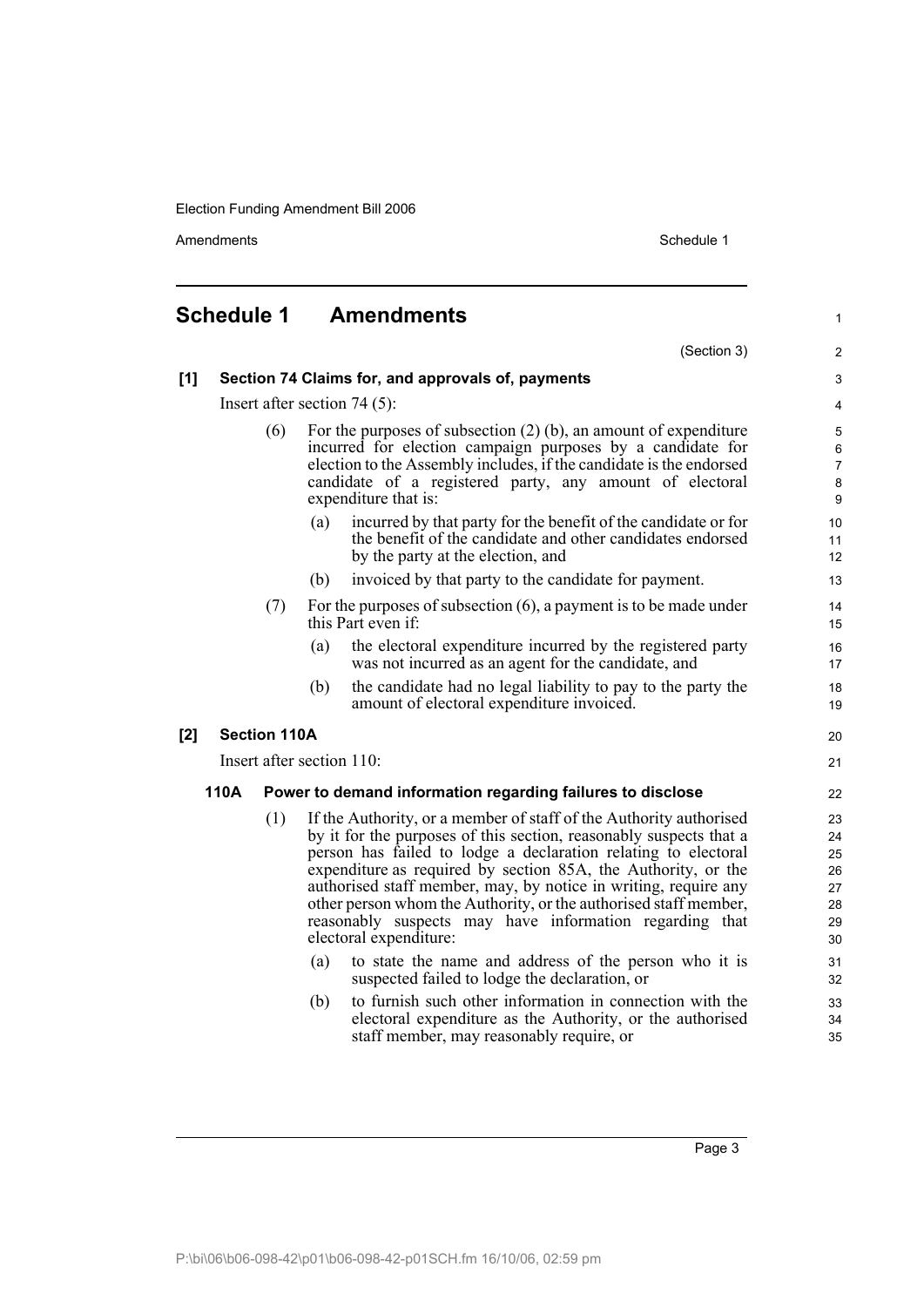# Schedule 1 Amendments

(Section 3)

**[1] Section 74 Claims for, and approvals of, payments**

Insert after section 74 (5):

(6) For the purposes of subsection (2) (b), an amount of expenditure incurred for election campaign purposes by a candidate for election to the Assembly includes, if the candidate is the endorsed candidate of a registered party, any amount of electoral expenditure that is:

(a) incurred by that party for the benefit of the candidate or for the benefit of the candidate and other candidates endorsed by the party at the election, and

(b) invoiced by that party to the candidate for payment.

(7) For the purposes of subsection (6), a payment is to be made under this Part even if:

(a) the electoral expenditure incurred by the registered party was not incurred as an agent for the candidate, and

(b) the candidate had no legal liability to pay to the party the amount of electoral expenditure invoiced.

**[2] Section 110A**

Insert after section 110:

**110A Power to demand information regarding failures to disclose**

(1) If the Authority, or a member of staff of the Authority authorised by it for the purposes of this section, reasonably suspects that a person has failed to lodge a declaration relating to electoral expenditure as required by section 85A, the Authority, or the authorised staff member, may, by notice in writing, require any other person whom the Authority, or the authorised staff member, reasonably suspects may have information regarding that electoral expenditure:

(a) to state the name and address of the person who it is suspected failed to lodge the declaration, or

(b) to furnish such other information in connection with the electoral expenditure as the Authority, or the authorised staff member, may reasonably require, or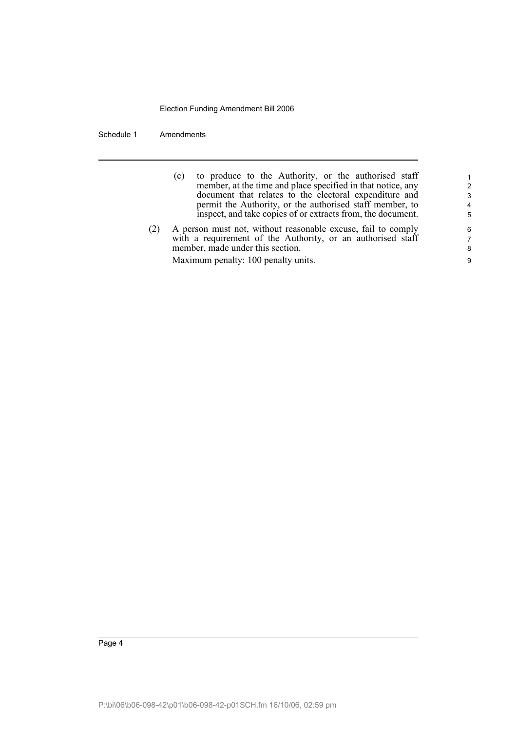(c) to produce to the Authority, or the authorised staff member, at the time and place specified in that notice, any document that relates to the electoral expenditure and permit the Authority, or the authorised staff member, to inspect, and take copies of or extracts from, the document.

(2) A person must not, without reasonable excuse, fail to comply with a requirement of the Authority, or an authorised staff member, made under this section.

Maximum penalty: 100 penalty units.